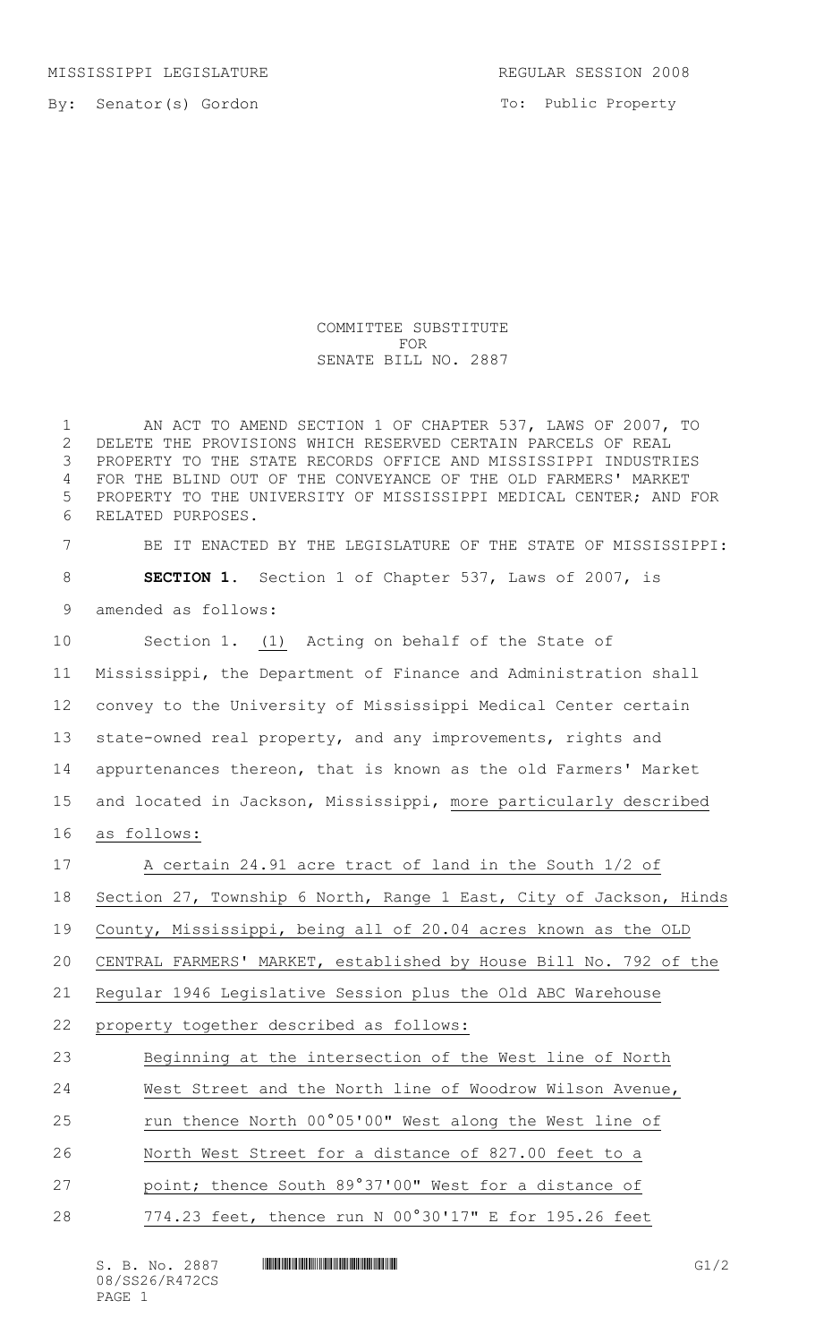MISSISSIPPI LEGISLATURE REGULAR SESSION 2008

By: Senator(s) Gordon

To: Public Property

COMMITTEE SUBSTITUTE
FOR
SENATE BILL NO. 2887

AN ACT TO AMEND SECTION 1 OF CHAPTER 537, LAWS OF 2007, TO DELETE THE PROVISIONS WHICH RESERVED CERTAIN PARCELS OF REAL PROPERTY TO THE STATE RECORDS OFFICE AND MISSISSIPPI INDUSTRIES FOR THE BLIND OUT OF THE CONVEYANCE OF THE OLD FARMERS' MARKET PROPERTY TO THE UNIVERSITY OF MISSISSIPPI MEDICAL CENTER; AND FOR RELATED PURPOSES.

BE IT ENACTED BY THE LEGISLATURE OF THE STATE OF MISSISSIPPI:

**SECTION 1.** Section 1 of Chapter 537, Laws of 2007, is amended as follows:

Section 1. (1) Acting on behalf of the State of Mississippi, the Department of Finance and Administration shall convey to the University of Mississippi Medical Center certain state-owned real property, and any improvements, rights and appurtenances thereon, that is known as the old Farmers' Market and located in Jackson, Mississippi, more particularly described as follows:

A certain 24.91 acre tract of land in the South 1/2 of Section 27, Township 6 North, Range 1 East, City of Jackson, Hinds County, Mississippi, being all of 20.04 acres known as the OLD CENTRAL FARMERS' MARKET, established by House Bill No. 792 of the Regular 1946 Legislative Session plus the Old ABC Warehouse property together described as follows:

Beginning at the intersection of the West line of North West Street and the North line of Woodrow Wilson Avenue, run thence North 00°05'00" West along the West line of North West Street for a distance of 827.00 feet to a point; thence South 89°37'00" West for a distance of 774.23 feet, thence run N 00°30'17" E for 195.26 feet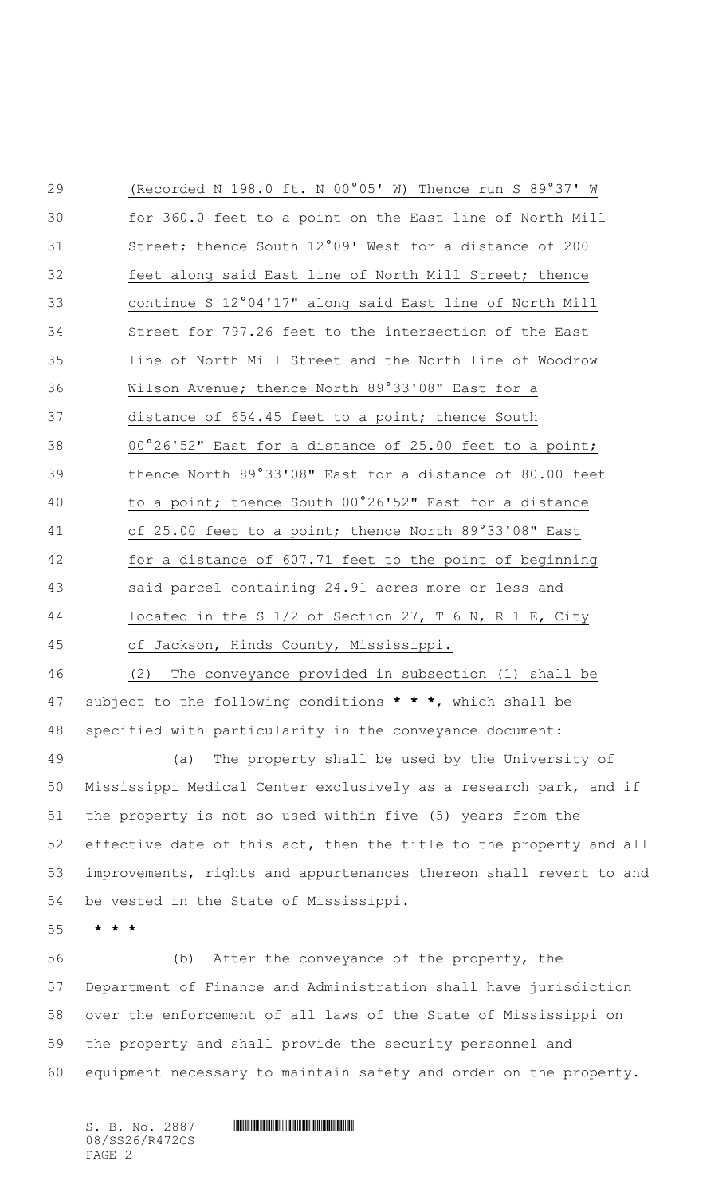(Recorded N 198.0 ft. N 00°05' W) Thence run S 89°37' W for 360.0 feet to a point on the East line of North Mill Street; thence South 12°09' West for a distance of 200 feet along said East line of North Mill Street; thence continue S 12°04'17" along said East line of North Mill Street for 797.26 feet to the intersection of the East line of North Mill Street and the North line of Woodrow Wilson Avenue; thence North 89°33'08" East for a distance of 654.45 feet to a point; thence South 00°26'52" East for a distance of 25.00 feet to a point; thence North 89°33'08" East for a distance of 80.00 feet to a point; thence South 00°26'52" East for a distance of 25.00 feet to a point; thence North 89°33'08" East for a distance of 607.71 feet to the point of beginning said parcel containing 24.91 acres more or less and located in the S 1/2 of Section 27, T 6 N, R 1 E, City of Jackson, Hinds County, Mississippi.

(2) The conveyance provided in subsection (1) shall be subject to the following conditions *** * ***, which shall be specified with particularity in the conveyance document:

(a) The property shall be used by the University of Mississippi Medical Center exclusively as a research park, and if the property is not so used within five (5) years from the effective date of this act, then the title to the property and all improvements, rights and appurtenances thereon shall revert to and be vested in the State of Mississippi.

*** * ***

(b) After the conveyance of the property, the Department of Finance and Administration shall have jurisdiction over the enforcement of all laws of the State of Mississippi on the property and shall provide the security personnel and equipment necessary to maintain safety and order on the property.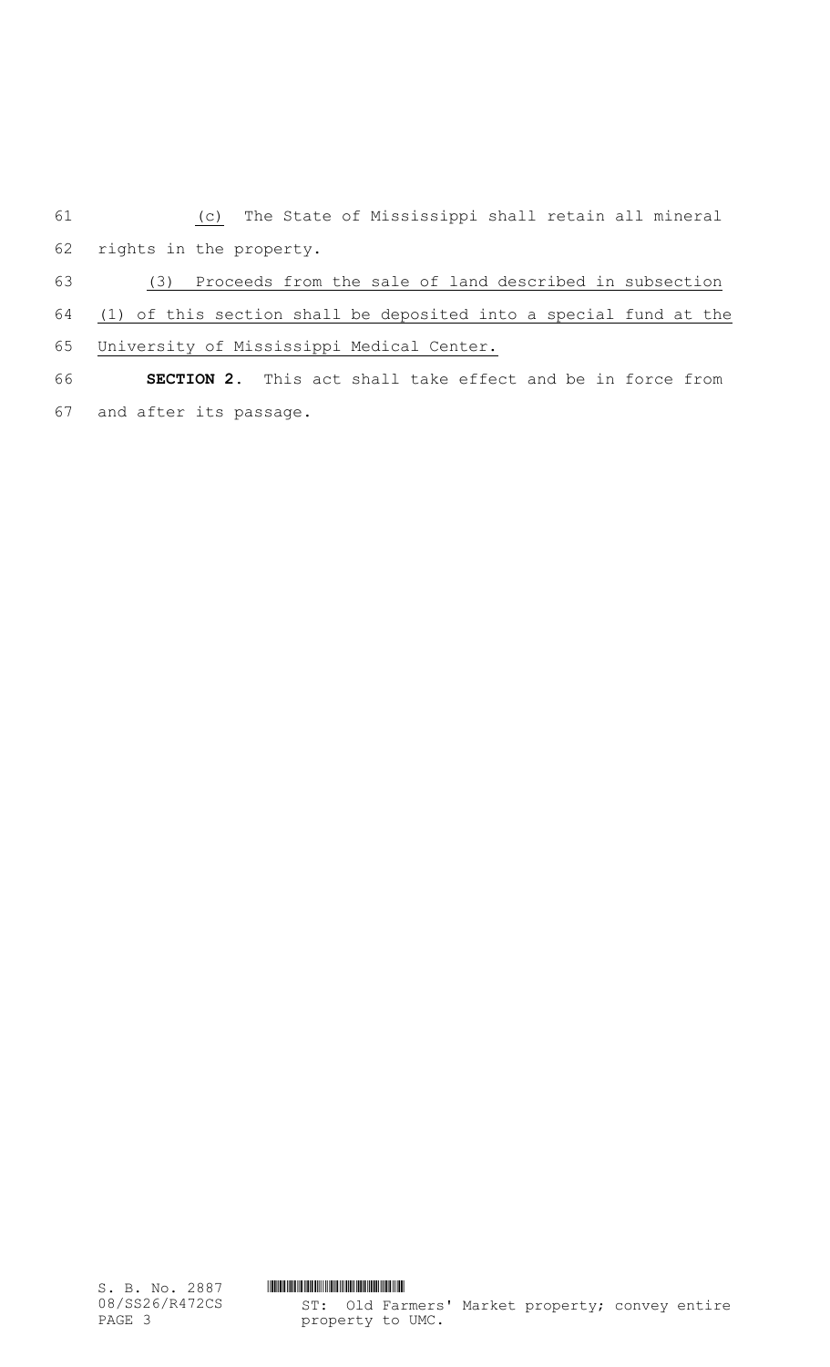(c) The State of Mississippi shall retain all mineral rights in the property.

(3) Proceeds from the sale of land described in subsection (1) of this section shall be deposited into a special fund at the University of Mississippi Medical Center.

**SECTION 2.** This act shall take effect and be in force from and after its passage.